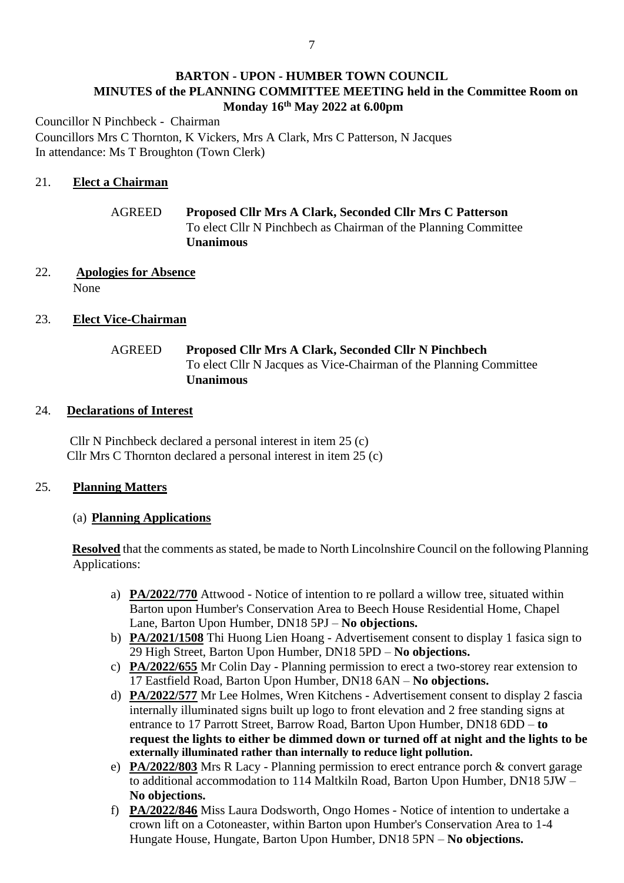# BARTON - UPON - HUMBER TOWN COUNCIL

## MINUTES of the PLANNING COMMITTEE MEETING held in the Committee Room on Monday 16th May 2022 at 6.00pm

Councillor N Pinchbeck - Chairman
Councillors Mrs C Thornton, K Vickers, Mrs A Clark, Mrs C Patterson, N Jacques
In attendance: Ms T Broughton (Town Clerk)

### 21. Elect a Chairman

AGREED **Proposed Cllr Mrs A Clark, Seconded Cllr Mrs C Patterson**
To elect Cllr N Pinchbech as Chairman of the Planning Committee
**Unanimous**

### 22. Apologies for Absence

None

### 23. Elect Vice-Chairman

AGREED **Proposed Cllr Mrs A Clark, Seconded Cllr N Pinchbech**
To elect Cllr N Jacques as Vice-Chairman of the Planning Committee
**Unanimous**

### 24. Declarations of Interest

Cllr N Pinchbeck declared a personal interest in item 25 (c)
Cllr Mrs C Thornton declared a personal interest in item 25 (c)

### 25. Planning Matters

#### (a) Planning Applications

**Resolved** that the comments as stated, be made to North Lincolnshire Council on the following Planning Applications:

a) **PA/2022/770** Attwood - Notice of intention to re pollard a willow tree, situated within Barton upon Humber's Conservation Area to Beech House Residential Home, Chapel Lane, Barton Upon Humber, DN18 5PJ – **No objections.**
b) **PA/2021/1508** Thi Huong Lien Hoang - Advertisement consent to display 1 fasica sign to 29 High Street, Barton Upon Humber, DN18 5PD – **No objections.**
c) **PA/2022/655** Mr Colin Day - Planning permission to erect a two-storey rear extension to 17 Eastfield Road, Barton Upon Humber, DN18 6AN – **No objections.**
d) **PA/2022/577** Mr Lee Holmes, Wren Kitchens - Advertisement consent to display 2 fascia internally illuminated signs built up logo to front elevation and 2 free standing signs at entrance to 17 Parrott Street, Barrow Road, Barton Upon Humber, DN18 6DD – **to request the lights to either be dimmed down or turned off at night and the lights to be externally illuminated rather than internally to reduce light pollution.**
e) **PA/2022/803** Mrs R Lacy - Planning permission to erect entrance porch & convert garage to additional accommodation to 114 Maltkiln Road, Barton Upon Humber, DN18 5JW – **No objections.**
f) **PA/2022/846** Miss Laura Dodsworth, Ongo Homes - Notice of intention to undertake a crown lift on a Cotoneaster, within Barton upon Humber's Conservation Area to 1-4 Hungate House, Hungate, Barton Upon Humber, DN18 5PN – **No objections.**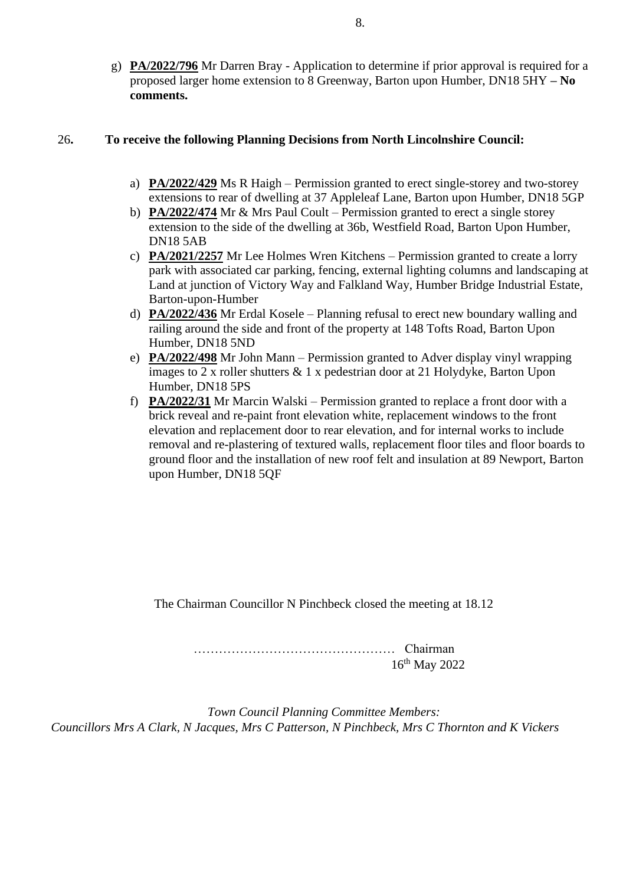g) **PA/2022/796** Mr Darren Bray - Application to determine if prior approval is required for a proposed larger home extension to 8 Greenway, Barton upon Humber, DN18 5HY **– No comments.**

26**.** **To receive the following Planning Decisions from North Lincolnshire Council:**

a) **PA/2022/429** Ms R Haigh – Permission granted to erect single-storey and two-storey extensions to rear of dwelling at 37 Appleleaf Lane, Barton upon Humber, DN18 5GP

b) **PA/2022/474** Mr & Mrs Paul Coult – Permission granted to erect a single storey extension to the side of the dwelling at 36b, Westfield Road, Barton Upon Humber, DN18 5AB

c) **PA/2021/2257** Mr Lee Holmes Wren Kitchens – Permission granted to create a lorry park with associated car parking, fencing, external lighting columns and landscaping at Land at junction of Victory Way and Falkland Way, Humber Bridge Industrial Estate, Barton-upon-Humber

d) **PA/2022/436** Mr Erdal Kosele – Planning refusal to erect new boundary walling and railing around the side and front of the property at 148 Tofts Road, Barton Upon Humber, DN18 5ND

e) **PA/2022/498** Mr John Mann – Permission granted to Adver display vinyl wrapping images to 2 x roller shutters & 1 x pedestrian door at 21 Holydyke, Barton Upon Humber, DN18 5PS

f) **PA/2022/31** Mr Marcin Walski – Permission granted to replace a front door with a brick reveal and re-paint front elevation white, replacement windows to the front elevation and replacement door to rear elevation, and for internal works to include removal and re-plastering of textured walls, replacement floor tiles and floor boards to ground floor and the installation of new roof felt and insulation at 89 Newport, Barton upon Humber, DN18 5QF

The Chairman Councillor N Pinchbeck closed the meeting at 18.12

………………………………………… Chairman
16th May 2022

*Town Council Planning Committee Members:*
*Councillors Mrs A Clark, N Jacques, Mrs C Patterson, N Pinchbeck, Mrs C Thornton and K Vickers*